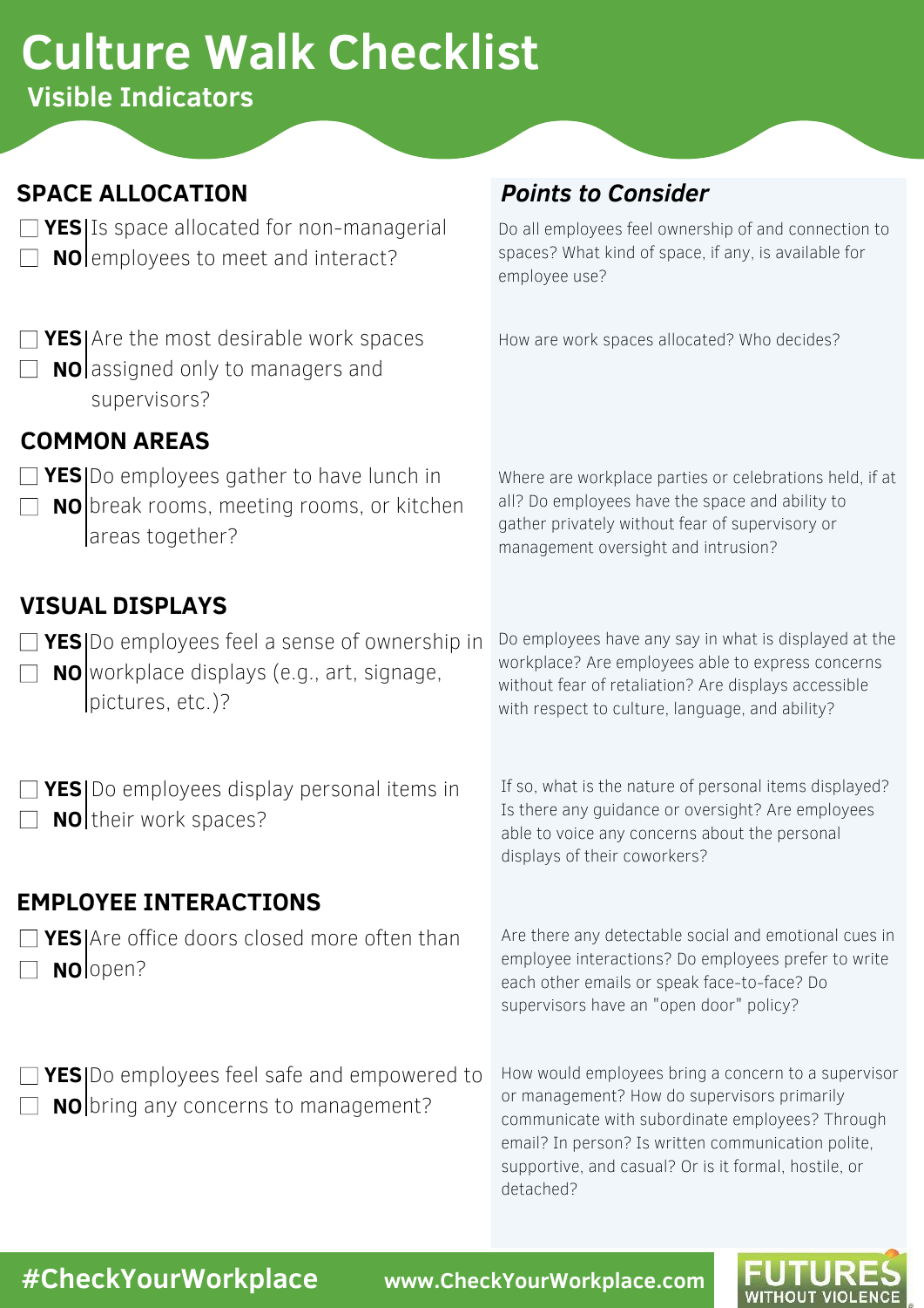# Culture Walk Checklist

## Visible Indicators

### SPACE ALLOCATION

☐ **YES** ☐ **NO** | Is space allocated for non-managerial employees to meet and interact?

*Points to Consider:* Do all employees feel ownership of and connection to spaces? What kind of space, if any, is available for employee use?

☐ **YES** ☐ **NO** | Are the most desirable work spaces assigned only to managers and supervisors?

*Points to Consider:* How are work spaces allocated? Who decides?

### COMMON AREAS

☐ **YES** ☐ **NO** | Do employees gather to have lunch in break rooms, meeting rooms, or kitchen areas together?

*Points to Consider:* Where are workplace parties or celebrations held, if at all? Do employees have the space and ability to gather privately without fear of supervisory or management oversight and intrusion?

### VISUAL DISPLAYS

☐ **YES** ☐ **NO** | Do employees feel a sense of ownership in workplace displays (e.g., art, signage, pictures, etc.)?

*Points to Consider:* Do employees have any say in what is displayed at the workplace? Are employees able to express concerns without fear of retaliation? Are displays accessible with respect to culture, language, and ability?

☐ **YES** ☐ **NO** | Do employees display personal items in their work spaces?

*Points to Consider:* If so, what is the nature of personal items displayed? Is there any guidance or oversight? Are employees able to voice any concerns about the personal displays of their coworkers?

### EMPLOYEE INTERACTIONS

☐ **YES** ☐ **NO** | Are office doors closed more often than open?

*Points to Consider:* Are there any detectable social and emotional cues in employee interactions? Do employees prefer to write each other emails or speak face-to-face? Do supervisors have an "open door" policy?

☐ **YES** ☐ **NO** | Do employees feel safe and empowered to bring any concerns to management?

*Points to Consider:* How would employees bring a concern to a supervisor or management? How do supervisors primarily communicate with subordinate employees? Through email? In person? Is written communication polite, supportive, and casual? Or is it formal, hostile, or detached?

#CheckYourWorkplace www.CheckYourWorkplace.com FUTURES WITHOUT VIOLENCE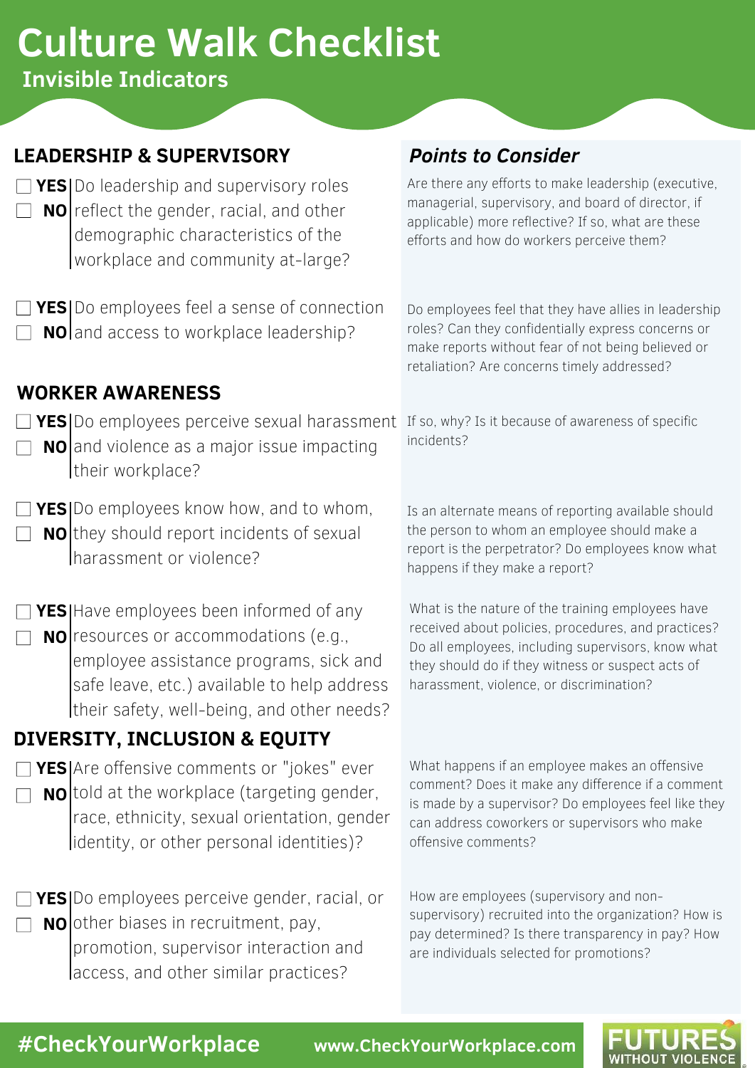# Culture Walk Checklist

## Invisible Indicators

### LEADERSHIP & SUPERVISORY

☐ **YES** ☐ **NO** Do leadership and supervisory roles reflect the gender, racial, and other demographic characteristics of the workplace and community at-large?

Are there any efforts to make leadership (executive, managerial, supervisory, and board of director, if applicable) more reflective? If so, what are these efforts and how do workers perceive them?

☐ **YES** ☐ **NO** Do employees feel a sense of connection and access to workplace leadership?

Do employees feel that they have allies in leadership roles? Can they confidentially express concerns or make reports without fear of not being believed or retaliation? Are concerns timely addressed?

### WORKER AWARENESS

☐ **YES** ☐ **NO** Do employees perceive sexual harassment and violence as a major issue impacting their workplace?

If so, why? Is it because of awareness of specific incidents?

☐ **YES** ☐ **NO** Do employees know how, and to whom, they should report incidents of sexual harassment or violence?

Is an alternate means of reporting available should the person to whom an employee should make a report is the perpetrator? Do employees know what happens if they make a report?

☐ **YES** ☐ **NO** Have employees been informed of any resources or accommodations (e.g., employee assistance programs, sick and safe leave, etc.) available to help address their safety, well-being, and other needs?

What is the nature of the training employees have received about policies, procedures, and practices? Do all employees, including supervisors, know what they should do if they witness or suspect acts of harassment, violence, or discrimination?

### DIVERSITY, INCLUSION & EQUITY

☐ **YES** ☐ **NO** Are offensive comments or "jokes" ever told at the workplace (targeting gender, race, ethnicity, sexual orientation, gender identity, or other personal identities)?

What happens if an employee makes an offensive comment? Does it make any difference if a comment is made by a supervisor? Do employees feel like they can address coworkers or supervisors who make offensive comments?

☐ **YES** ☐ **NO** Do employees perceive gender, racial, or other biases in recruitment, pay, promotion, supervisor interaction and access, and other similar practices?

How are employees (supervisory and non-supervisory) recruited into the organization? How is pay determined? Is there transparency in pay? How are individuals selected for promotions?

**#CheckYourWorkplace** **www.CheckYourWorkplace.com**

FUTURES WITHOUT VIOLENCE